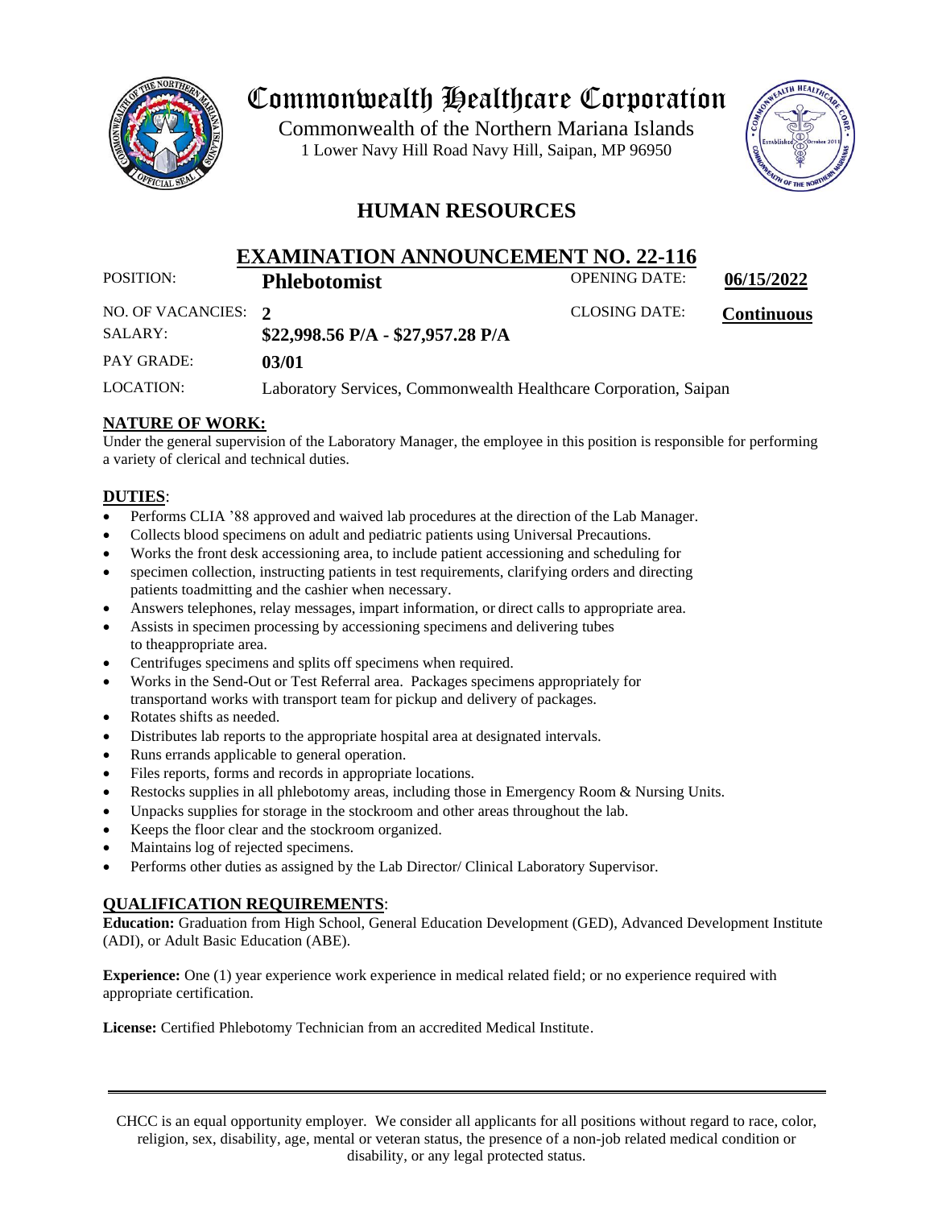# Commonwealth Healthcare Corporation

Commonwealth of the Northern Mariana Islands
1 Lower Navy Hill Road Navy Hill, Saipan, MP 96950

## HUMAN RESOURCES

## EXAMINATION ANNOUNCEMENT NO. 22-116

| | | | |
|---|---|---|---|
| POSITION: | **Phlebotomist** | OPENING DATE: | **06/15/2022** |
| NO. OF VACANCIES: | **2** | CLOSING DATE: | **Continuous** |
| SALARY: | **$22,998.56 P/A - $27,957.28 P/A** | | |
| PAY GRADE: | **03/01** | | |
| LOCATION: | Laboratory Services, Commonwealth Healthcare Corporation, Saipan | | |

### NATURE OF WORK:

Under the general supervision of the Laboratory Manager, the employee in this position is responsible for performing a variety of clerical and technical duties.

### DUTIES:

- Performs CLIA '88 approved and waived lab procedures at the direction of the Lab Manager.
- Collects blood specimens on adult and pediatric patients using Universal Precautions.
- Works the front desk accessioning area, to include patient accessioning and scheduling for
- specimen collection, instructing patients in test requirements, clarifying orders and directing patients toadmitting and the cashier when necessary.
- Answers telephones, relay messages, impart information, or direct calls to appropriate area.
- Assists in specimen processing by accessioning specimens and delivering tubes to theappropriate area.
- Centrifuges specimens and splits off specimens when required.
- Works in the Send-Out or Test Referral area. Packages specimens appropriately for transportand works with transport team for pickup and delivery of packages.
- Rotates shifts as needed.
- Distributes lab reports to the appropriate hospital area at designated intervals.
- Runs errands applicable to general operation.
- Files reports, forms and records in appropriate locations.
- Restocks supplies in all phlebotomy areas, including those in Emergency Room & Nursing Units.
- Unpacks supplies for storage in the stockroom and other areas throughout the lab.
- Keeps the floor clear and the stockroom organized.
- Maintains log of rejected specimens.
- Performs other duties as assigned by the Lab Director/ Clinical Laboratory Supervisor.

### QUALIFICATION REQUIREMENTS:

**Education:** Graduation from High School, General Education Development (GED), Advanced Development Institute (ADI), or Adult Basic Education (ABE).

**Experience:** One (1) year experience work experience in medical related field; or no experience required with appropriate certification.

**License:** Certified Phlebotomy Technician from an accredited Medical Institute.

---

CHCC is an equal opportunity employer. We consider all applicants for all positions without regard to race, color, religion, sex, disability, age, mental or veteran status, the presence of a non-job related medical condition or disability, or any legal protected status.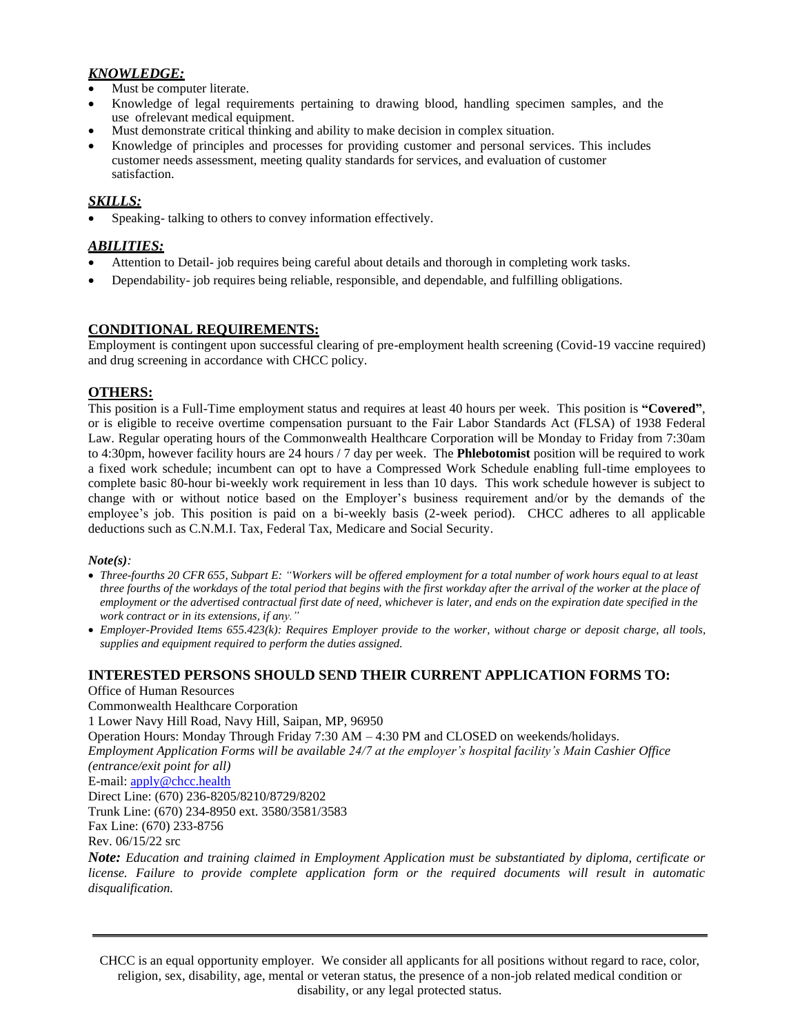### ***KNOWLEDGE:***

- Must be computer literate.
- Knowledge of legal requirements pertaining to drawing blood, handling specimen samples, and the use ofrelevant medical equipment.
- Must demonstrate critical thinking and ability to make decision in complex situation.
- Knowledge of principles and processes for providing customer and personal services. This includes customer needs assessment, meeting quality standards for services, and evaluation of customer satisfaction.

### ***SKILLS:***

- Speaking- talking to others to convey information effectively.

### ***ABILITIES:***

- Attention to Detail- job requires being careful about details and thorough in completing work tasks.
- Dependability- job requires being reliable, responsible, and dependable, and fulfilling obligations.

## **CONDITIONAL REQUIREMENTS:**

Employment is contingent upon successful clearing of pre-employment health screening (Covid-19 vaccine required) and drug screening in accordance with CHCC policy.

## **OTHERS:**

This position is a Full-Time employment status and requires at least 40 hours per week. This position is **"Covered"**, or is eligible to receive overtime compensation pursuant to the Fair Labor Standards Act (FLSA) of 1938 Federal Law. Regular operating hours of the Commonwealth Healthcare Corporation will be Monday to Friday from 7:30am to 4:30pm, however facility hours are 24 hours / 7 day per week. The **Phlebotomist** position will be required to work a fixed work schedule; incumbent can opt to have a Compressed Work Schedule enabling full-time employees to complete basic 80-hour bi-weekly work requirement in less than 10 days. This work schedule however is subject to change with or without notice based on the Employer's business requirement and/or by the demands of the employee's job. This position is paid on a bi-weekly basis (2-week period). CHCC adheres to all applicable deductions such as C.N.M.I. Tax, Federal Tax, Medicare and Social Security.

***Note(s)**:*

- *Three-fourths 20 CFR 655, Subpart E: "Workers will be offered employment for a total number of work hours equal to at least three fourths of the workdays of the total period that begins with the first workday after the arrival of the worker at the place of employment or the advertised contractual first date of need, whichever is later, and ends on the expiration date specified in the work contract or in its extensions, if any."*
- *Employer-Provided Items 655.423(k): Requires Employer provide to the worker, without charge or deposit charge, all tools, supplies and equipment required to perform the duties assigned.*

## **INTERESTED PERSONS SHOULD SEND THEIR CURRENT APPLICATION FORMS TO:**

Office of Human Resources
Commonwealth Healthcare Corporation
1 Lower Navy Hill Road, Navy Hill, Saipan, MP, 96950
Operation Hours: Monday Through Friday 7:30 AM – 4:30 PM and CLOSED on weekends/holidays.
*Employment Application Forms will be available 24/7 at the employer's hospital facility's Main Cashier Office (entrance/exit point for all)*
E-mail: apply@chcc.health
Direct Line: (670) 236-8205/8210/8729/8202
Trunk Line: (670) 234-8950 ext. 3580/3581/3583
Fax Line: (670) 233-8756
Rev. 06/15/22 src

***Note:*** *Education and training claimed in Employment Application must be substantiated by diploma, certificate or license. Failure to provide complete application form or the required documents will result in automatic disqualification.*

---

CHCC is an equal opportunity employer. We consider all applicants for all positions without regard to race, color, religion, sex, disability, age, mental or veteran status, the presence of a non-job related medical condition or disability, or any legal protected status.